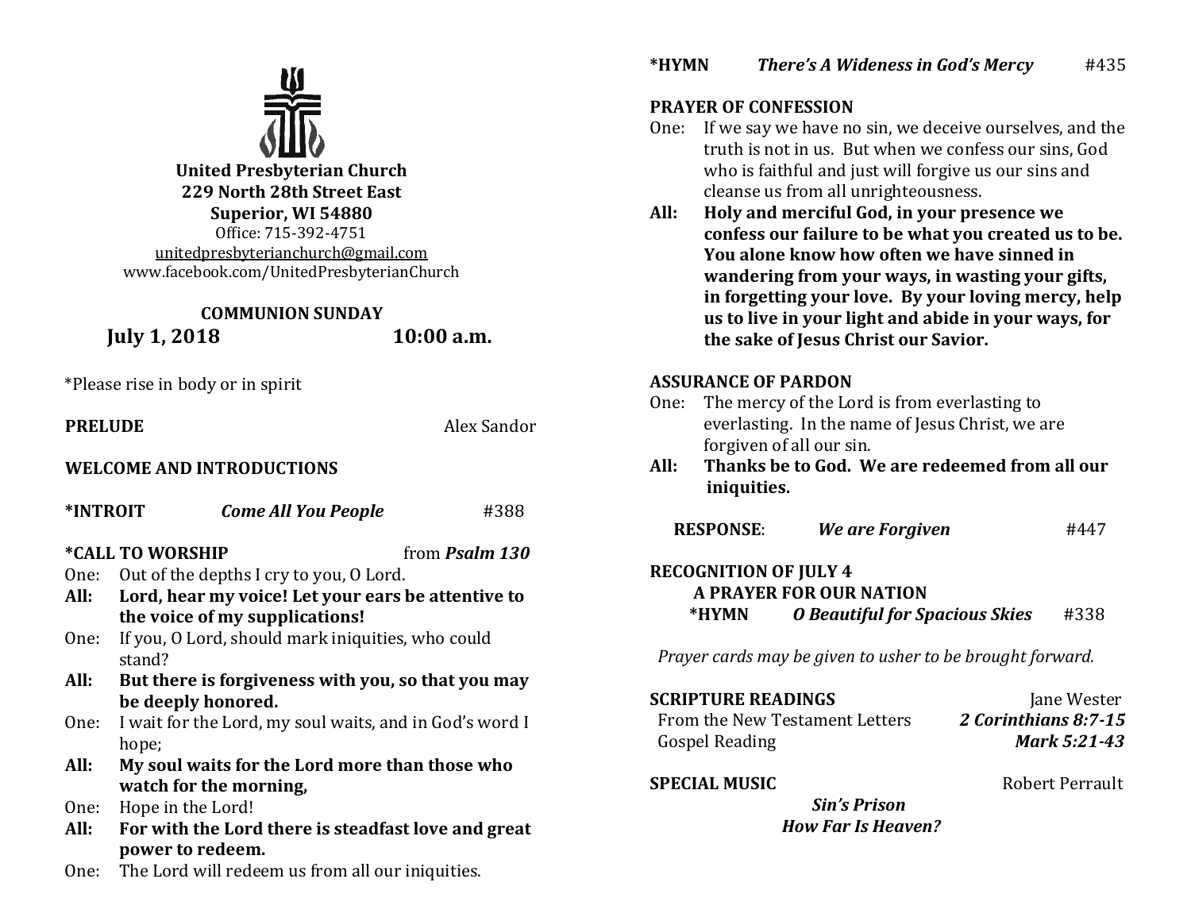**United Presbyterian Church**
**229 North 28th Street East**
**Superior, WI 54880**
Office: 715-392-4751
unitedpresbyterianchurch@gmail.com
www.facebook.com/UnitedPresbyterianChurch

**COMMUNION SUNDAY**
**July 1, 2018 10:00 a.m.**

*Please rise in body or in spirit

**PRELUDE** Alex Sandor

**WELCOME AND INTRODUCTIONS**

**\*INTROIT** ***Come All You People*** #388

**\*CALL TO WORSHIP** from ***Psalm 130***

One: Out of the depths I cry to you, O Lord.
**All: Lord, hear my voice! Let your ears be attentive to the voice of my supplications!**
One: If you, O Lord, should mark iniquities, who could stand?
**All: But there is forgiveness with you, so that you may be deeply honored.**
One: I wait for the Lord, my soul waits, and in God's word I hope;
**All: My soul waits for the Lord more than those who watch for the morning,**
One: Hope in the Lord!
**All: For with the Lord there is steadfast love and great power to redeem.**
One: The Lord will redeem us from all our iniquities.

**\*HYMN** ***There's A Wideness in God's Mercy*** #435

**PRAYER OF CONFESSION**

One: If we say we have no sin, we deceive ourselves, and the truth is not in us. But when we confess our sins, God who is faithful and just will forgive us our sins and cleanse us from all unrighteousness.
**All: Holy and merciful God, in your presence we confess our failure to be what you created us to be. You alone know how often we have sinned in wandering from your ways, in wasting your gifts, in forgetting your love. By your loving mercy, help us to live in your light and abide in your ways, for the sake of Jesus Christ our Savior.**

**ASSURANCE OF PARDON**

One: The mercy of the Lord is from everlasting to everlasting. In the name of Jesus Christ, we are forgiven of all our sin.
**All: Thanks be to God. We are redeemed from all our iniquities.**

**RESPONSE**: ***We are Forgiven*** #447

**RECOGNITION OF JULY 4**
**A PRAYER FOR OUR NATION**
**\*HYMN** ***O Beautiful for Spacious Skies*** #338

*Prayer cards may be given to usher to be brought forward.*

**SCRIPTURE READINGS** Jane Wester
From the New Testament Letters ***2 Corinthians 8:7-15***
Gospel Reading ***Mark 5:21-43***

**SPECIAL MUSIC** Robert Perrault
***Sin's Prison***
***How Far Is Heaven?***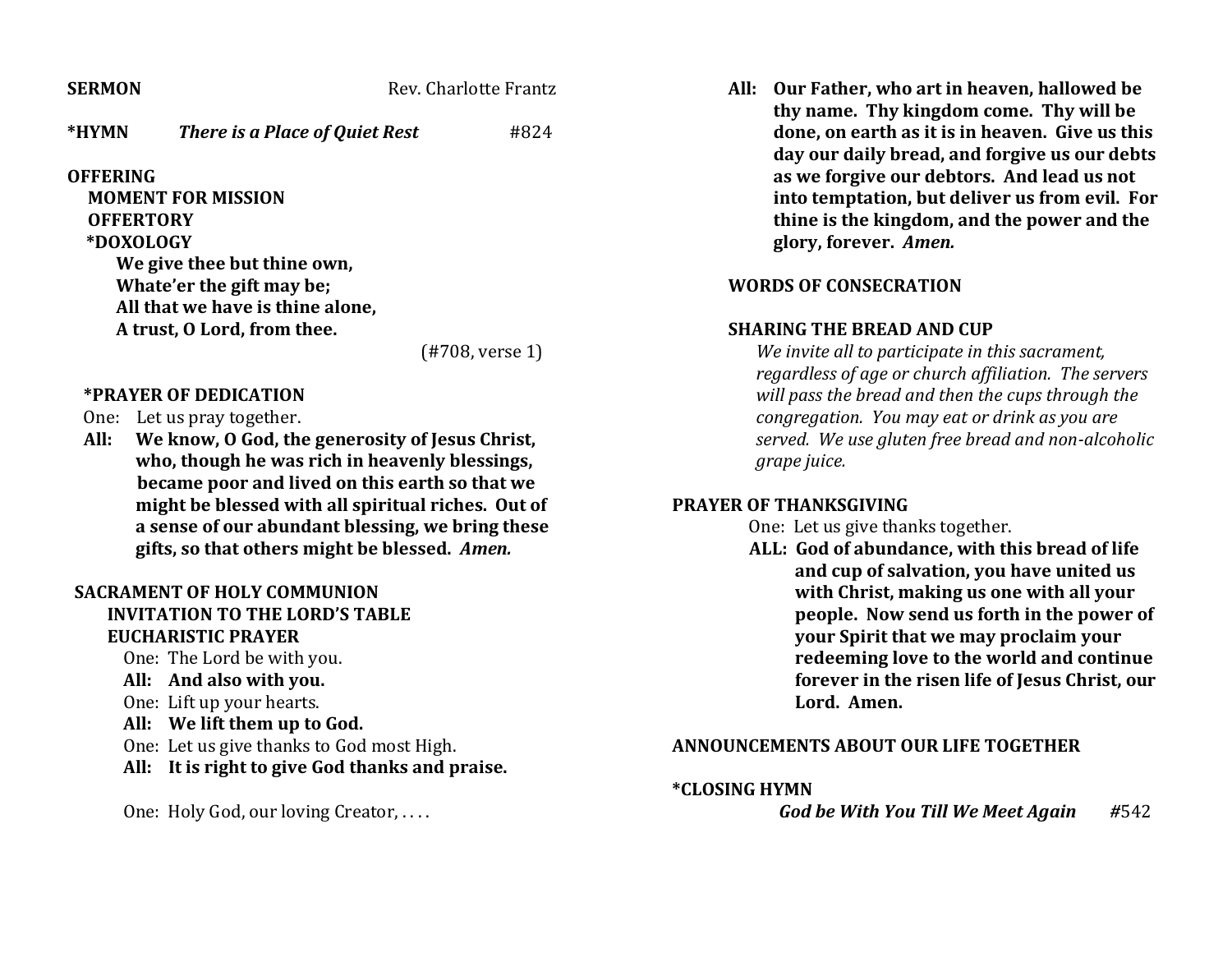**SERMON** Rev. Charlotte Frantz

**\*HYMN** ***There is a Place of Quiet Rest*** #824

**OFFERING**

**MOMENT FOR MISSION**

**OFFERTORY**

**\*DOXOLOGY**

**We give thee but thine own,**
**Whate'er the gift may be;**
**All that we have is thine alone,**
**A trust, O Lord, from thee.**

(#708, verse 1)

**\*PRAYER OF DEDICATION**

One: Let us pray together.

**All: We know, O God, the generosity of Jesus Christ, who, though he was rich in heavenly blessings, became poor and lived on this earth so that we might be blessed with all spiritual riches. Out of a sense of our abundant blessing, we bring these gifts, so that others might be blessed.** ***Amen.***

**SACRAMENT OF HOLY COMMUNION**

**INVITATION TO THE LORD'S TABLE**

**EUCHARISTIC PRAYER**

One: The Lord be with you.

**All: And also with you.**

One: Lift up your hearts.

**All: We lift them up to God.**

One: Let us give thanks to God most High.

**All: It is right to give God thanks and praise.**

One: Holy God, our loving Creator, . . . .

**All: Our Father, who art in heaven, hallowed be thy name. Thy kingdom come. Thy will be done, on earth as it is in heaven. Give us this day our daily bread, and forgive us our debts as we forgive our debtors. And lead us not into temptation, but deliver us from evil. For thine is the kingdom, and the power and the glory, forever.** ***Amen.***

**WORDS OF CONSECRATION**

**SHARING THE BREAD AND CUP**

*We invite all to participate in this sacrament, regardless of age or church affiliation. The servers will pass the bread and then the cups through the congregation. You may eat or drink as you are served. We use gluten free bread and non-alcoholic grape juice.*

**PRAYER OF THANKSGIVING**

One: Let us give thanks together.

**ALL: God of abundance, with this bread of life and cup of salvation, you have united us with Christ, making us one with all your people. Now send us forth in the power of your Spirit that we may proclaim your redeeming love to the world and continue forever in the risen life of Jesus Christ, our Lord. Amen.**

**ANNOUNCEMENTS ABOUT OUR LIFE TOGETHER**

**\*CLOSING HYMN**

***God be With You Till We Meet Again*** **#**542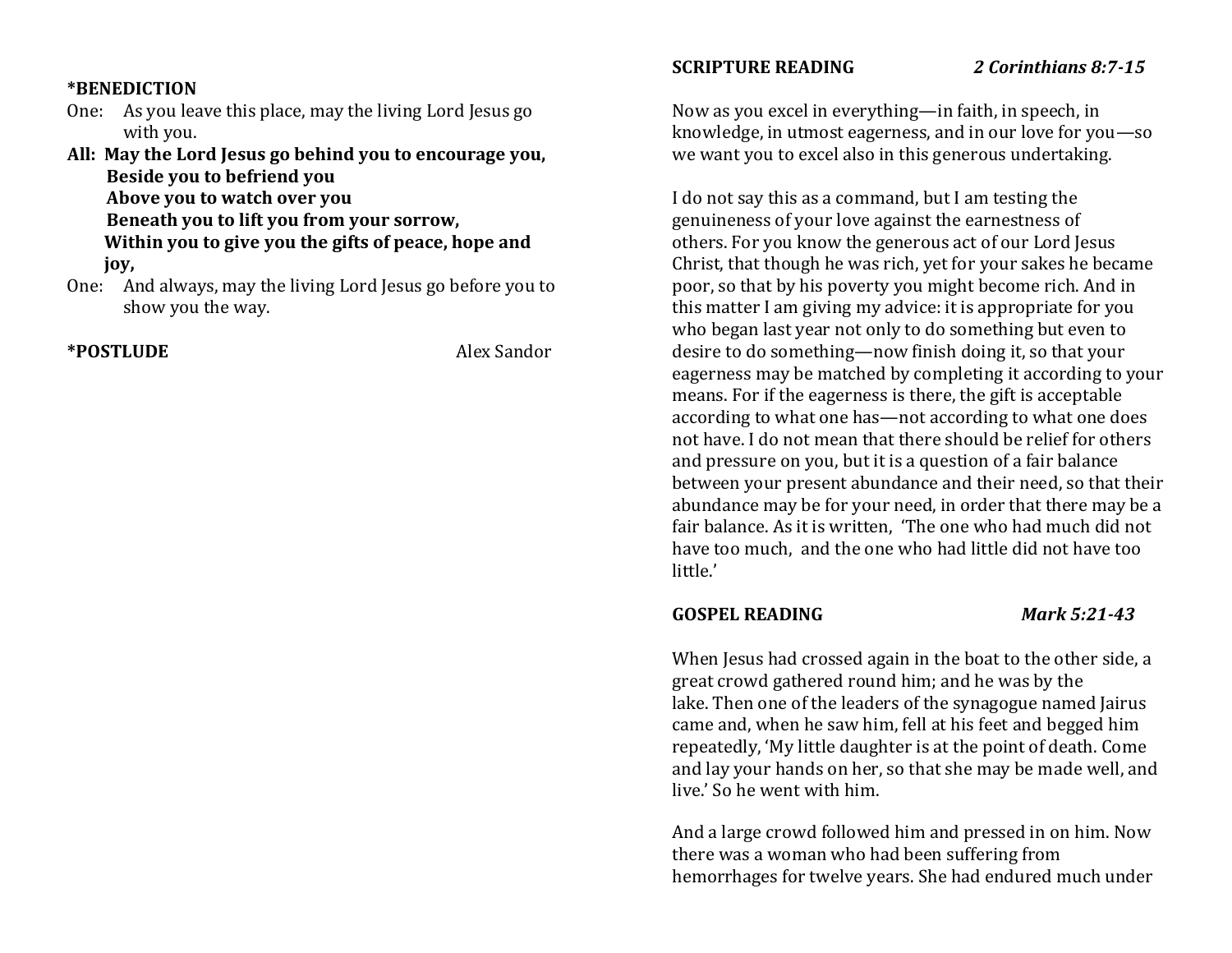**\*BENEDICTION**

One: As you leave this place, may the living Lord Jesus go with you.

**All: May the Lord Jesus go behind you to encourage you,**
**Beside you to befriend you**
**Above you to watch over you**
**Beneath you to lift you from your sorrow,**
**Within you to give you the gifts of peace, hope and joy,**

One: And always, may the living Lord Jesus go before you to show you the way.

**\*POSTLUDE** Alex Sandor

**SCRIPTURE READING** ***2 Corinthians 8:7-15***

Now as you excel in everything—in faith, in speech, in knowledge, in utmost eagerness, and in our love for you—so we want you to excel also in this generous undertaking.

I do not say this as a command, but I am testing the genuineness of your love against the earnestness of others. For you know the generous act of our Lord Jesus Christ, that though he was rich, yet for your sakes he became poor, so that by his poverty you might become rich. And in this matter I am giving my advice: it is appropriate for you who began last year not only to do something but even to desire to do something—now finish doing it, so that your eagerness may be matched by completing it according to your means. For if the eagerness is there, the gift is acceptable according to what one has—not according to what one does not have. I do not mean that there should be relief for others and pressure on you, but it is a question of a fair balance between your present abundance and their need, so that their abundance may be for your need, in order that there may be a fair balance. As it is written, 'The one who had much did not have too much, and the one who had little did not have too little.'

**GOSPEL READING** ***Mark 5:21-43***

When Jesus had crossed again in the boat to the other side, a great crowd gathered round him; and he was by the lake. Then one of the leaders of the synagogue named Jairus came and, when he saw him, fell at his feet and begged him repeatedly, 'My little daughter is at the point of death. Come and lay your hands on her, so that she may be made well, and live.' So he went with him.

And a large crowd followed him and pressed in on him. Now there was a woman who had been suffering from hemorrhages for twelve years. She had endured much under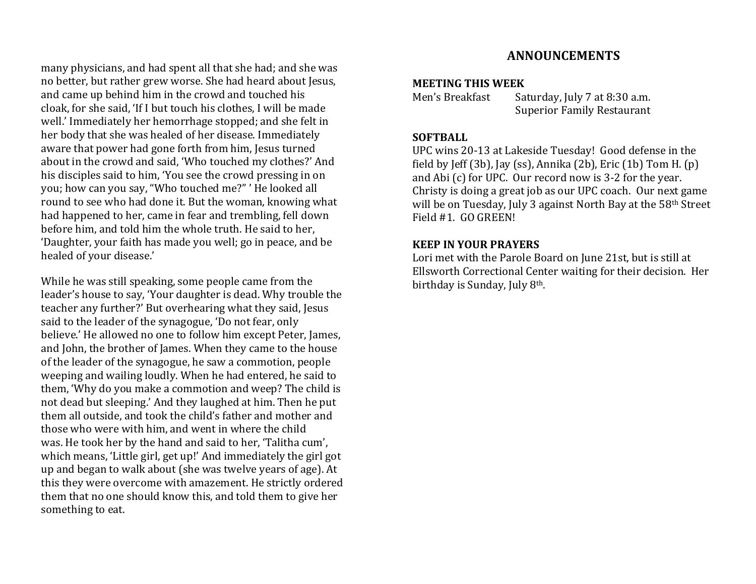many physicians, and had spent all that she had; and she was no better, but rather grew worse. She had heard about Jesus, and came up behind him in the crowd and touched his cloak, for she said, 'If I but touch his clothes, I will be made well.' Immediately her hemorrhage stopped; and she felt in her body that she was healed of her disease. Immediately aware that power had gone forth from him, Jesus turned about in the crowd and said, 'Who touched my clothes?' And his disciples said to him, 'You see the crowd pressing in on you; how can you say, "Who touched me?" ' He looked all round to see who had done it. But the woman, knowing what had happened to her, came in fear and trembling, fell down before him, and told him the whole truth. He said to her, 'Daughter, your faith has made you well; go in peace, and be healed of your disease.'

While he was still speaking, some people came from the leader's house to say, 'Your daughter is dead. Why trouble the teacher any further?' But overhearing what they said, Jesus said to the leader of the synagogue, 'Do not fear, only believe.' He allowed no one to follow him except Peter, James, and John, the brother of James. When they came to the house of the leader of the synagogue, he saw a commotion, people weeping and wailing loudly. When he had entered, he said to them, 'Why do you make a commotion and weep? The child is not dead but sleeping.' And they laughed at him. Then he put them all outside, and took the child's father and mother and those who were with him, and went in where the child was. He took her by the hand and said to her, 'Talitha cum', which means, 'Little girl, get up!' And immediately the girl got up and began to walk about (she was twelve years of age). At this they were overcome with amazement. He strictly ordered them that no one should know this, and told them to give her something to eat.

# ANNOUNCEMENTS

**MEETING THIS WEEK**

Men's Breakfast — Saturday, July 7 at 8:30 a.m.
Superior Family Restaurant

**SOFTBALL**

UPC wins 20-13 at Lakeside Tuesday! Good defense in the field by Jeff (3b), Jay (ss), Annika (2b), Eric (1b) Tom H. (p) and Abi (c) for UPC. Our record now is 3-2 for the year. Christy is doing a great job as our UPC coach. Our next game will be on Tuesday, July 3 against North Bay at the 58th Street Field #1. GO GREEN!

**KEEP IN YOUR PRAYERS**

Lori met with the Parole Board on June 21st, but is still at Ellsworth Correctional Center waiting for their decision. Her birthday is Sunday, July 8th.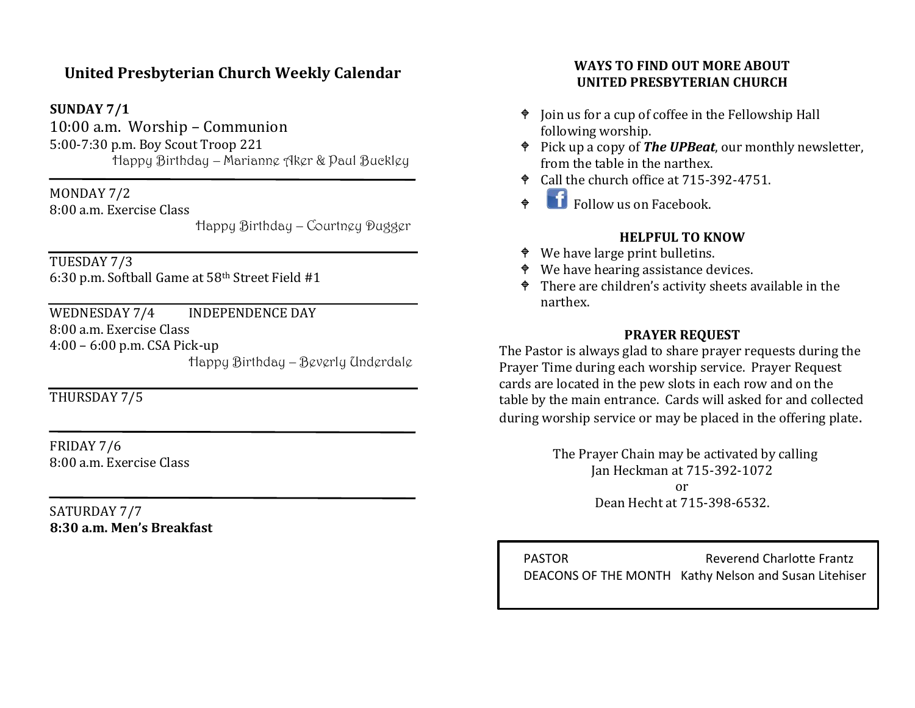## United Presbyterian Church Weekly Calendar

**SUNDAY 7/1**
10:00 a.m. Worship – Communion
5:00-7:30 p.m. Boy Scout Troop 221
Happy Birthday – Marianne Aker & Paul Buckley

---

MONDAY 7/2
8:00 a.m. Exercise Class
Happy Birthday – Courtney Dugger

---

TUESDAY 7/3
6:30 p.m. Softball Game at 58th Street Field #1

---

WEDNESDAY 7/4 INDEPENDENCE DAY
8:00 a.m. Exercise Class
4:00 – 6:00 p.m. CSA Pick-up
Happy Birthday – Beverly Underdale

---

THURSDAY 7/5

---

FRIDAY 7/6
8:00 a.m. Exercise Class

---

SATURDAY 7/7
**8:30 a.m. Men's Breakfast**

### WAYS TO FIND OUT MORE ABOUT UNITED PRESBYTERIAN CHURCH

- Join us for a cup of coffee in the Fellowship Hall following worship.
- Pick up a copy of ***The UPBeat***, our monthly newsletter, from the table in the narthex.
- Call the church office at 715-392-4751.
- Follow us on Facebook.

### HELPFUL TO KNOW

- We have large print bulletins.
- We have hearing assistance devices.
- There are children's activity sheets available in the narthex.

### PRAYER REQUEST

The Pastor is always glad to share prayer requests during the Prayer Time during each worship service. Prayer Request cards are located in the pew slots in each row and on the table by the main entrance. Cards will asked for and collected during worship service or may be placed in the offering plate.

The Prayer Chain may be activated by calling
Jan Heckman at 715-392-1072
or
Dean Hecht at 715-398-6532.

PASTOR Reverend Charlotte Frantz
DEACONS OF THE MONTH Kathy Nelson and Susan Litehiser